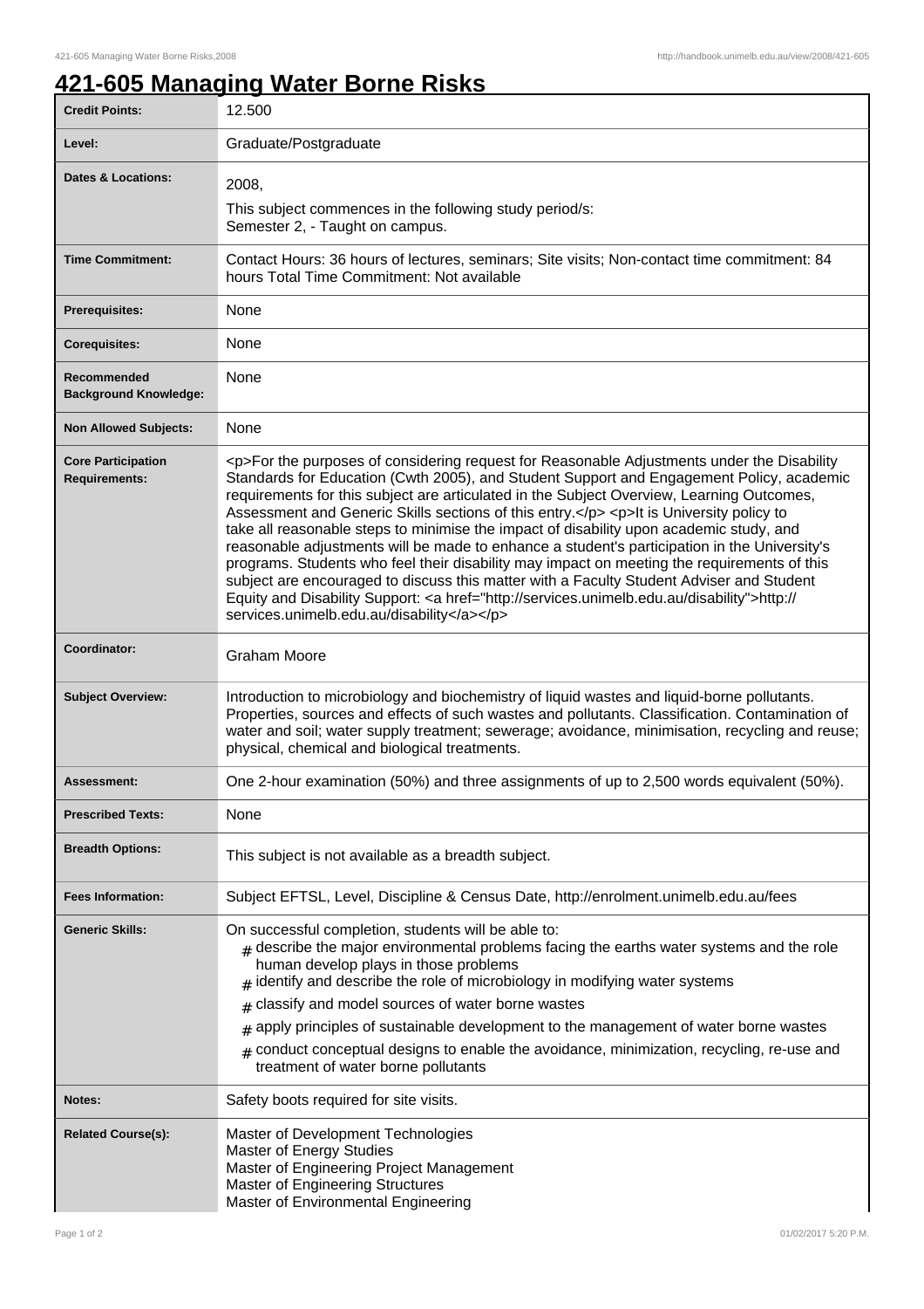# 421-605 Managing Water Borne Risks

| | |
|---|---|
| **Credit Points:** | 12.500 |
| **Level:** | Graduate/Postgraduate |
| **Dates & Locations:** | 2008,<br>This subject commences in the following study period/s:<br>Semester 2, - Taught on campus. |
| **Time Commitment:** | Contact Hours: 36 hours of lectures, seminars; Site visits; Non-contact time commitment: 84 hours Total Time Commitment: Not available |
| **Prerequisites:** | None |
| **Corequisites:** | None |
| **Recommended Background Knowledge:** | None |
| **Non Allowed Subjects:** | None |
| **Core Participation Requirements:** | <p>For the purposes of considering request for Reasonable Adjustments under the Disability Standards for Education (Cwth 2005), and Student Support and Engagement Policy, academic requirements for this subject are articulated in the Subject Overview, Learning Outcomes, Assessment and Generic Skills sections of this entry.</p> <p>It is University policy to take all reasonable steps to minimise the impact of disability upon academic study, and reasonable adjustments will be made to enhance a student's participation in the University's programs. Students who feel their disability may impact on meeting the requirements of this subject are encouraged to discuss this matter with a Faculty Student Adviser and Student Equity and Disability Support: <a href="http://services.unimelb.edu.au/disability">http://services.unimelb.edu.au/disability</a></p> |
| **Coordinator:** | Graham Moore |
| **Subject Overview:** | Introduction to microbiology and biochemistry of liquid wastes and liquid-borne pollutants. Properties, sources and effects of such wastes and pollutants. Classification. Contamination of water and soil; water supply treatment; sewerage; avoidance, minimisation, recycling and reuse; physical, chemical and biological treatments. |
| **Assessment:** | One 2-hour examination (50%) and three assignments of up to 2,500 words equivalent (50%). |
| **Prescribed Texts:** | None |
| **Breadth Options:** | This subject is not available as a breadth subject. |
| **Fees Information:** | Subject EFTSL, Level, Discipline & Census Date, http://enrolment.unimelb.edu.au/fees |
| **Generic Skills:** | On successful completion, students will be able to:<br># describe the major environmental problems facing the earths water systems and the role human develop plays in those problems<br># identify and describe the role of microbiology in modifying water systems<br># classify and model sources of water borne wastes<br># apply principles of sustainable development to the management of water borne wastes<br># conduct conceptual designs to enable the avoidance, minimization, recycling, re-use and treatment of water borne pollutants |
| **Notes:** | Safety boots required for site visits. |
| **Related Course(s):** | Master of Development Technologies<br>Master of Energy Studies<br>Master of Engineering Project Management<br>Master of Engineering Structures<br>Master of Environmental Engineering |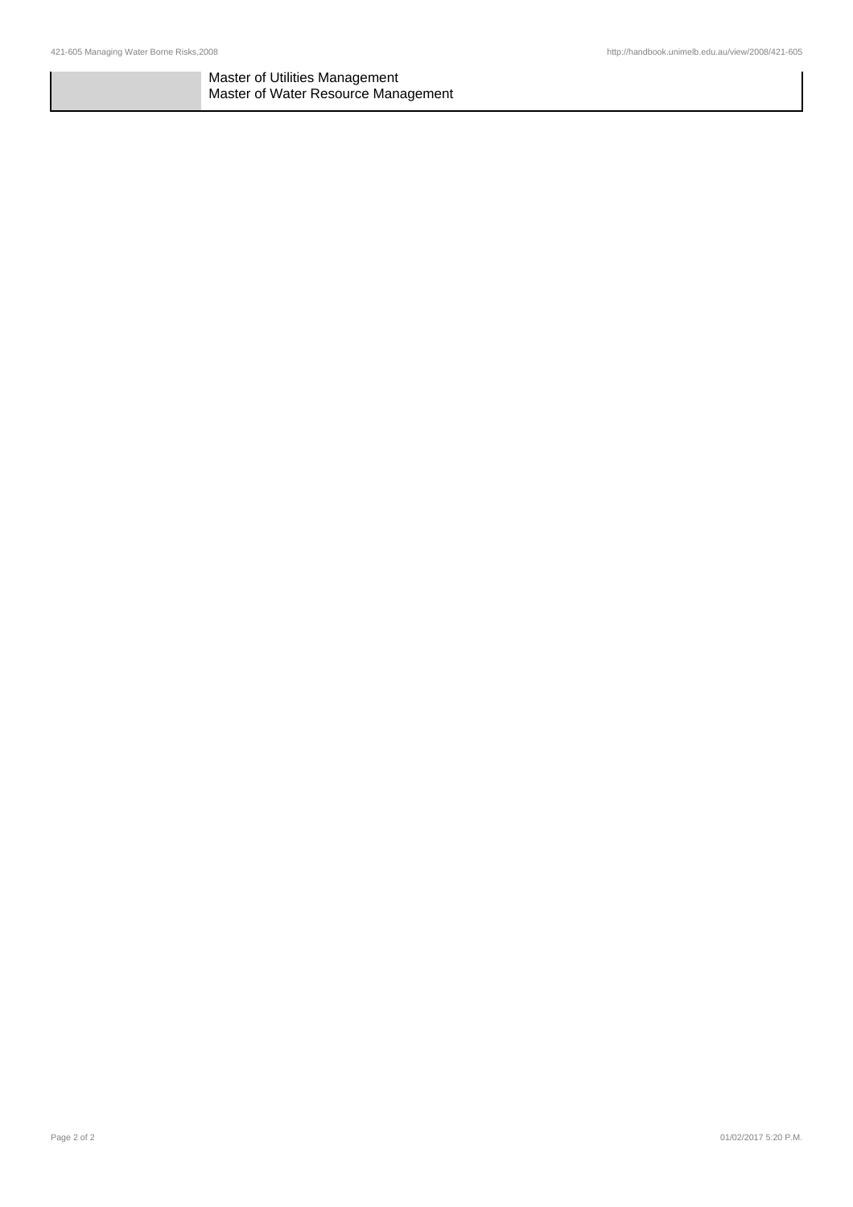| | |
| --- | --- |
| | Master of Utilities Management<br>Master of Water Resource Management |